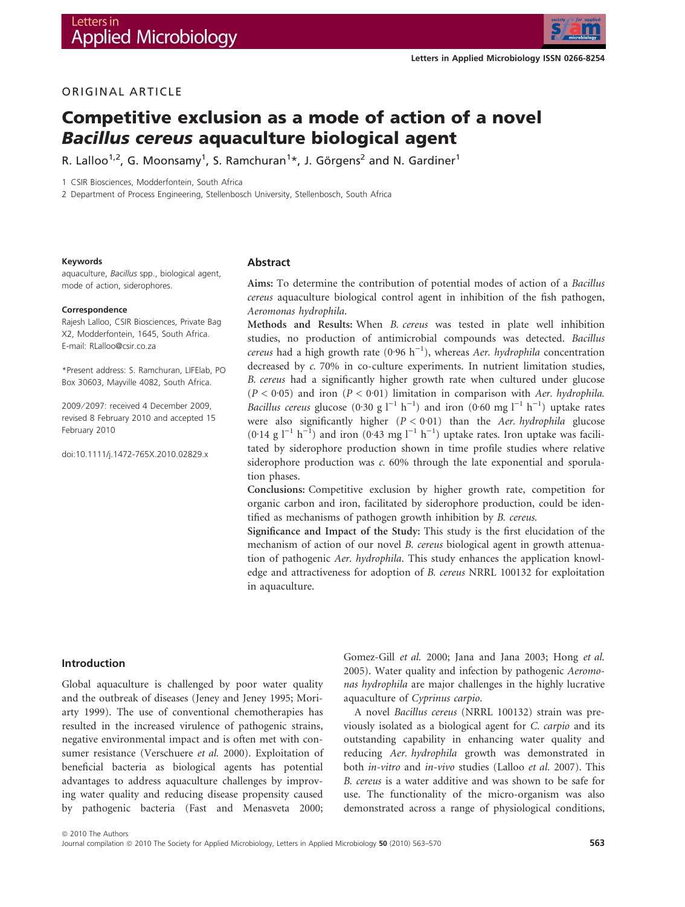ORIGINAL ARTICLE

# Competitive exclusion as a mode of action of a novel *Bacillus cereus* aquaculture biological agent

R. Lalloo[1,2], G. Moonsamy[1], S. Ramchuran[1]*, J. Görgens[2] and N. Gardiner[1]

1 CSIR Biosciences, Modderfontein, South Africa

2 Department of Process Engineering, Stellenbosch University, Stellenbosch, South Africa

**Keywords**

aquaculture, *Bacillus* spp., biological agent, mode of action, siderophores.

**Correspondence**

Rajesh Lalloo, CSIR Biosciences, Private Bag X2, Modderfontein, 1645, South Africa. E-mail: RLalloo@csir.co.za

*Present address: S. Ramchuran, LIFElab, PO Box 30603, Mayville 4082, South Africa.

2009/2097: received 4 December 2009, revised 8 February 2010 and accepted 15 February 2010

doi:10.1111/j.1472-765X.2010.02829.x

## Abstract

**Aims:** To determine the contribution of potential modes of action of a *Bacillus cereus* aquaculture biological control agent in inhibition of the fish pathogen, *Aeromonas hydrophila*.

**Methods and Results:** When *B. cereus* was tested in plate well inhibition studies, no production of antimicrobial compounds was detected. *Bacillus cereus* had a high growth rate ($0{\cdot}96\ h^{-1}$), whereas *Aer. hydrophila* concentration decreased by *c.* 70% in co-culture experiments. In nutrient limitation studies, *B. cereus* had a significantly higher growth rate when cultured under glucose ($P < 0{\cdot}05$) and iron ($P < 0{\cdot}01$) limitation in comparison with *Aer. hydrophila*. *Bacillus cereus* glucose ($0{\cdot}30\ g\ l^{-1}\ h^{-1}$) and iron ($0{\cdot}60\ mg\ l^{-1}\ h^{-1}$) uptake rates were also significantly higher ($P < 0{\cdot}01$) than the *Aer. hydrophila* glucose ($0{\cdot}14\ g\ l^{-1}\ h^{-1}$) and iron ($0{\cdot}43\ mg\ l^{-1}\ h^{-1}$) uptake rates. Iron uptake was facilitated by siderophore production shown in time profile studies where relative siderophore production was *c.* 60% through the late exponential and sporulation phases.

**Conclusions:** Competitive exclusion by higher growth rate, competition for organic carbon and iron, facilitated by siderophore production, could be identified as mechanisms of pathogen growth inhibition by *B. cereus*.

**Significance and Impact of the Study:** This study is the first elucidation of the mechanism of action of our novel *B. cereus* biological agent in growth attenuation of pathogenic *Aer. hydrophila*. This study enhances the application knowledge and attractiveness for adoption of *B. cereus* NRRL 100132 for exploitation in aquaculture.

## Introduction

Global aquaculture is challenged by poor water quality and the outbreak of diseases (Jeney and Jeney 1995; Moriarty 1999). The use of conventional chemotherapies has resulted in the increased virulence of pathogenic strains, negative environmental impact and is often met with consumer resistance (Verschuere *et al.* 2000). Exploitation of beneficial bacteria as biological agents has potential advantages to address aquaculture challenges by improving water quality and reducing disease propensity caused by pathogenic bacteria (Fast and Menasveta 2000; Gomez-Gill *et al.* 2000; Jana and Jana 2003; Hong *et al.* 2005). Water quality and infection by pathogenic *Aeromonas hydrophila* are major challenges in the highly lucrative aquaculture of *Cyprinus carpio*.

A novel *Bacillus cereus* (NRRL 100132) strain was previously isolated as a biological agent for *C. carpio* and its outstanding capability in enhancing water quality and reducing *Aer. hydrophila* growth was demonstrated in both *in-vitro* and *in-vivo* studies (Lalloo *et al.* 2007). This *B. cereus* is a water additive and was shown to be safe for use. The functionality of the micro-organism was also demonstrated across a range of physiological conditions,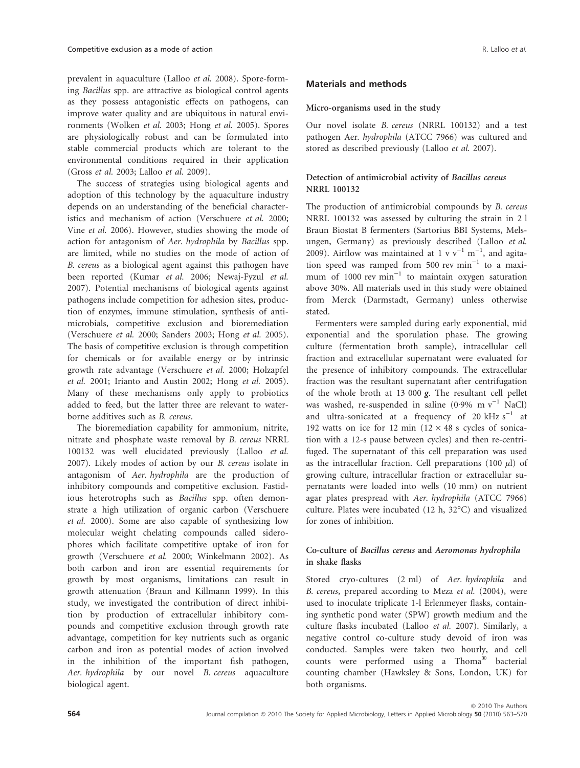prevalent in aquaculture (Lalloo *et al.* 2008). Spore-forming *Bacillus* spp. are attractive as biological control agents as they possess antagonistic effects on pathogens, can improve water quality and are ubiquitous in natural environments (Wolken *et al.* 2003; Hong *et al.* 2005). Spores are physiologically robust and can be formulated into stable commercial products which are tolerant to the environmental conditions required in their application (Gross *et al.* 2003; Lalloo *et al.* 2009).

The success of strategies using biological agents and adoption of this technology by the aquaculture industry depends on an understanding of the beneficial characteristics and mechanism of action (Verschuere *et al.* 2000; Vine *et al.* 2006). However, studies showing the mode of action for antagonism of *Aer. hydrophila* by *Bacillus* spp. are limited, while no studies on the mode of action of *B. cereus* as a biological agent against this pathogen have been reported (Kumar *et al.* 2006; Newaj-Fyzul *et al.* 2007). Potential mechanisms of biological agents against pathogens include competition for adhesion sites, production of enzymes, immune stimulation, synthesis of antimicrobials, competitive exclusion and bioremediation (Verschuere *et al.* 2000; Sanders 2003; Hong *et al.* 2005). The basis of competitive exclusion is through competition for chemicals or for available energy or by intrinsic growth rate advantage (Verschuere *et al.* 2000; Holzapfel *et al.* 2001; Irianto and Austin 2002; Hong *et al.* 2005). Many of these mechanisms only apply to probiotics added to feed, but the latter three are relevant to waterborne additives such as *B. cereus*.

The bioremediation capability for ammonium, nitrite, nitrate and phosphate waste removal by *B. cereus* NRRL 100132 was well elucidated previously (Lalloo *et al.* 2007). Likely modes of action by our *B. cereus* isolate in antagonism of *Aer. hydrophila* are the production of inhibitory compounds and competitive exclusion. Fastidious heterotrophs such as *Bacillus* spp. often demonstrate a high utilization of organic carbon (Verschuere *et al.* 2000). Some are also capable of synthesizing low molecular weight chelating compounds called siderophores which facilitate competitive uptake of iron for growth (Verschuere *et al.* 2000; Winkelmann 2002). As both carbon and iron are essential requirements for growth by most organisms, limitations can result in growth attenuation (Braun and Killmann 1999). In this study, we investigated the contribution of direct inhibition by production of extracellular inhibitory compounds and competitive exclusion through growth rate advantage, competition for key nutrients such as organic carbon and iron as potential modes of action involved in the inhibition of the important fish pathogen, *Aer. hydrophila* by our novel *B. cereus* aquaculture biological agent.

## Materials and methods

### Micro-organisms used in the study

Our novel isolate *B. cereus* (NRRL 100132) and a test pathogen *Aer. hydrophila* (ATCC 7966) was cultured and stored as described previously (Lalloo *et al.* 2007).

### Detection of antimicrobial activity of *Bacillus cereus* NRRL 100132

The production of antimicrobial compounds by *B. cereus* NRRL 100132 was assessed by culturing the strain in 2 l Braun Biostat B fermenters (Sartorius BBI Systems, Melsungen, Germany) as previously described (Lalloo *et al.* 2009). Airflow was maintained at 1 v $v^{-1}$ $m^{-1}$, and agitation speed was ramped from 500 rev $min^{-1}$ to a maximum of 1000 rev $min^{-1}$ to maintain oxygen saturation above 30%. All materials used in this study were obtained from Merck (Darmstadt, Germany) unless otherwise stated.

Fermenters were sampled during early exponential, mid exponential and the sporulation phase. The growing culture (fermentation broth sample), intracellular cell fraction and extracellular supernatant were evaluated for the presence of inhibitory compounds. The extracellular fraction was the resultant supernatant after centrifugation of the whole broth at 13 000 ***g***. The resultant cell pellet was washed, re-suspended in saline (0·9% m $v^{-1}$ NaCl) and ultra-sonicated at a frequency of 20 kHz $s^{-1}$ at 192 watts on ice for 12 min (12 × 48 s cycles of sonication with a 12-s pause between cycles) and then re-centrifuged. The supernatant of this cell preparation was used as the intracellular fraction. Cell preparations (100 $\mu$l) of growing culture, intracellular fraction or extracellular supernatants were loaded into wells (10 mm) on nutrient agar plates prespread with *Aer. hydrophila* (ATCC 7966) culture. Plates were incubated (12 h, 32°C) and visualized for zones of inhibition.

### Co-culture of *Bacillus cereus* and *Aeromonas hydrophila* in shake flasks

Stored cryo-cultures (2 ml) of *Aer. hydrophila* and *B. cereus*, prepared according to Meza *et al.* (2004), were used to inoculate triplicate 1-l Erlenmeyer flasks, containing synthetic pond water (SPW) growth medium and the culture flasks incubated (Lalloo *et al.* 2007). Similarly, a negative control co-culture study devoid of iron was conducted. Samples were taken two hourly, and cell counts were performed using a Thoma® bacterial counting chamber (Hawksley & Sons, London, UK) for both organisms.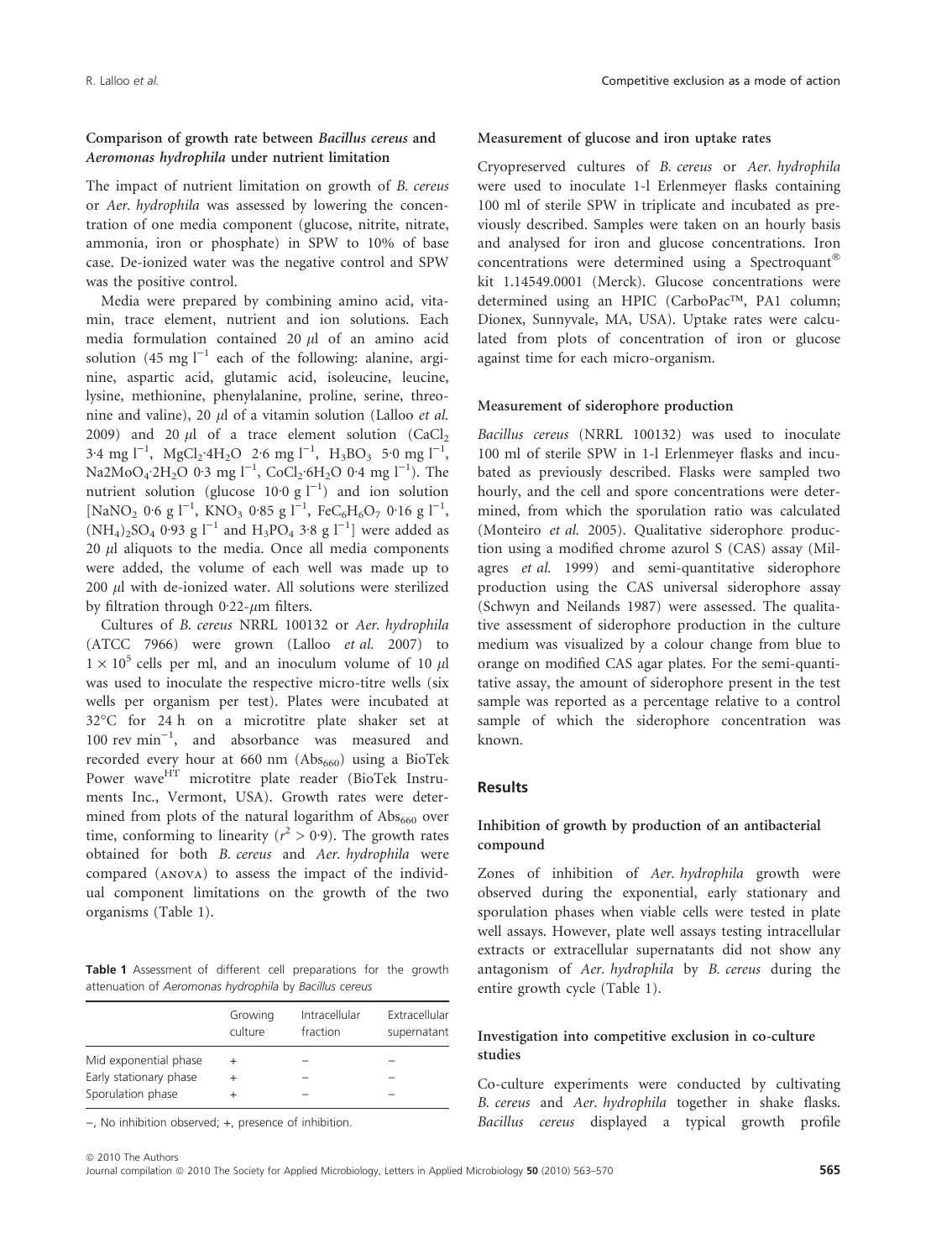### Comparison of growth rate between *Bacillus cereus* and *Aeromonas hydrophila* under nutrient limitation

The impact of nutrient limitation on growth of *B. cereus* or *Aer. hydrophila* was assessed by lowering the concentration of one media component (glucose, nitrite, nitrate, ammonia, iron or phosphate) in SPW to 10% of base case. De-ionized water was the negative control and SPW was the positive control.

Media were prepared by combining amino acid, vitamin, trace element, nutrient and ion solutions. Each media formulation contained 20 $\mu$l of an amino acid solution (45 mg $l^{-1}$ each of the following: alanine, arginine, aspartic acid, glutamic acid, isoleucine, leucine, lysine, methionine, phenylalanine, proline, serine, threonine and valine), 20 $\mu$l of a vitamin solution (Lalloo *et al.* 2009) and 20 $\mu$l of a trace element solution ($CaCl_2$ 3·4 mg $l^{-1}$, $MgCl_2{\cdot}4H_2O$ 2·6 mg $l^{-1}$, $H_3BO_3$ 5·0 mg $l^{-1}$, $Na2MoO_4{\cdot}2H_2O$ 0·3 mg $l^{-1}$, $CoCl_2{\cdot}6H_2O$ 0·4 mg $l^{-1}$). The nutrient solution (glucose 10·0 g $l^{-1}$) and ion solution [$NaNO_2$ 0·6 g $l^{-1}$, $KNO_3$ 0·85 g $l^{-1}$, $FeC_6H_6O_7$ 0·16 g $l^{-1}$, $(NH_4)_2SO_4$ 0·93 g $l^{-1}$ and $H_3PO_4$ 3·8 g $l^{-1}$] were added as 20 $\mu$l aliquots to the media. Once all media components were added, the volume of each well was made up to 200 $\mu$l with de-ionized water. All solutions were sterilized by filtration through 0·22-$\mu$m filters.

Cultures of *B. cereus* NRRL 100132 or *Aer. hydrophila* (ATCC 7966) were grown (Lalloo *et al.* 2007) to $1 \times 10^5$ cells per ml, and an inoculum volume of 10 $\mu$l was used to inoculate the respective micro-titre wells (six wells per organism per test). Plates were incubated at 32°C for 24 h on a microtitre plate shaker set at 100 rev $min^{-1}$, and absorbance was measured and recorded every hour at 660 nm ($Abs_{660}$) using a BioTek Power wave$^{HT}$ microtitre plate reader (BioTek Instruments Inc., Vermont, USA). Growth rates were determined from plots of the natural logarithm of $Abs_{660}$ over time, conforming to linearity ($r^2 > 0{\cdot}9$). The growth rates obtained for both *B. cereus* and *Aer. hydrophila* were compared (ANOVA) to assess the impact of the individual component limitations on the growth of the two organisms (Table 1).

**Table 1** Assessment of different cell preparations for the growth attenuation of *Aeromonas hydrophila* by *Bacillus cereus*

| | Growing culture | Intracellular fraction | Extracellular supernatant |
|---|---|---|---|
| Mid exponential phase | + | – | – |
| Early stationary phase | + | – | – |
| Sporulation phase | + | – | – |

–, No inhibition observed; +, presence of inhibition.

### Measurement of glucose and iron uptake rates

Cryopreserved cultures of *B. cereus* or *Aer. hydrophila* were used to inoculate 1-l Erlenmeyer flasks containing 100 ml of sterile SPW in triplicate and incubated as previously described. Samples were taken on an hourly basis and analysed for iron and glucose concentrations. Iron concentrations were determined using a Spectroquant® kit 1.14549.0001 (Merck). Glucose concentrations were determined using an HPIC (CarboPac™, PA1 column; Dionex, Sunnyvale, MA, USA). Uptake rates were calculated from plots of concentration of iron or glucose against time for each micro-organism.

### Measurement of siderophore production

*Bacillus cereus* (NRRL 100132) was used to inoculate 100 ml of sterile SPW in 1-l Erlenmeyer flasks and incubated as previously described. Flasks were sampled two hourly, and the cell and spore concentrations were determined, from which the sporulation ratio was calculated (Monteiro *et al.* 2005). Qualitative siderophore production using a modified chrome azurol S (CAS) assay (Milagres *et al.* 1999) and semi-quantitative siderophore production using the CAS universal siderophore assay (Schwyn and Neilands 1987) were assessed. The qualitative assessment of siderophore production in the culture medium was visualized by a colour change from blue to orange on modified CAS agar plates. For the semi-quantitative assay, the amount of siderophore present in the test sample was reported as a percentage relative to a control sample of which the siderophore concentration was known.

## Results

### Inhibition of growth by production of an antibacterial compound

Zones of inhibition of *Aer. hydrophila* growth were observed during the exponential, early stationary and sporulation phases when viable cells were tested in plate well assays. However, plate well assays testing intracellular extracts or extracellular supernatants did not show any antagonism of *Aer. hydrophila* by *B. cereus* during the entire growth cycle (Table 1).

### Investigation into competitive exclusion in co-culture studies

Co-culture experiments were conducted by cultivating *B. cereus* and *Aer. hydrophila* together in shake flasks. *Bacillus cereus* displayed a typical growth profile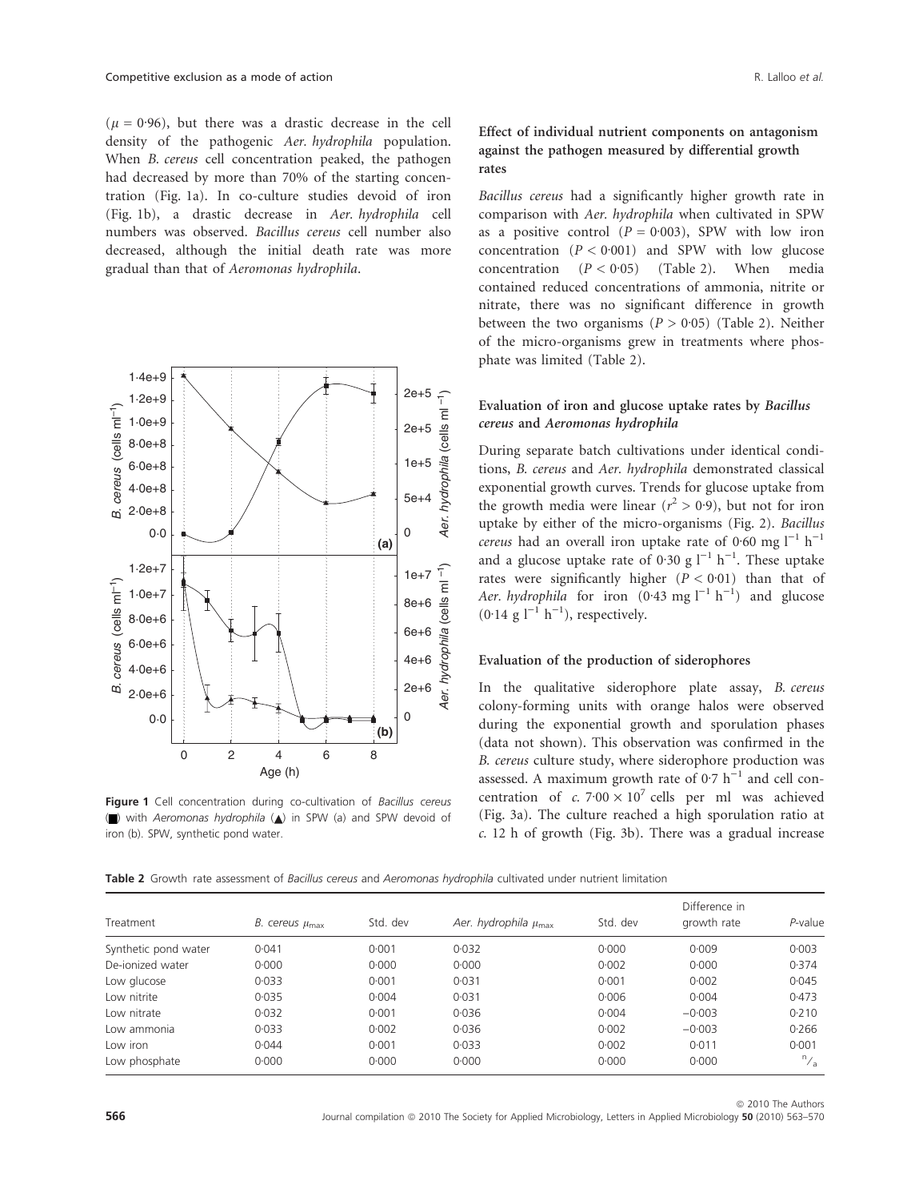($\mu = 0{\cdot}96$), but there was a drastic decrease in the cell density of the pathogenic *Aer. hydrophila* population. When *B. cereus* cell concentration peaked, the pathogen had decreased by more than 70% of the starting concentration (Fig. 1a). In co-culture studies devoid of iron (Fig. 1b), a drastic decrease in *Aer. hydrophila* cell numbers was observed. *Bacillus cereus* cell number also decreased, although the initial death rate was more gradual than that of *Aeromonas hydrophila*.

**Figure 1** Cell concentration during co-cultivation of *Bacillus cereus* (■) with *Aeromonas hydrophila* (▲) in SPW (a) and SPW devoid of iron (b). SPW, synthetic pond water.

### Effect of individual nutrient components on antagonism against the pathogen measured by differential growth rates

*Bacillus cereus* had a significantly higher growth rate in comparison with *Aer. hydrophila* when cultivated in SPW as a positive control ($P = 0{\cdot}003$), SPW with low iron concentration ($P < 0{\cdot}001$) and SPW with low glucose concentration ($P < 0{\cdot}05$) (Table 2). When media contained reduced concentrations of ammonia, nitrite or nitrate, there was no significant difference in growth between the two organisms ($P > 0{\cdot}05$) (Table 2). Neither of the micro-organisms grew in treatments where phosphate was limited (Table 2).

### Evaluation of iron and glucose uptake rates by *Bacillus cereus* and *Aeromonas hydrophila*

During separate batch cultivations under identical conditions, *B. cereus* and *Aer. hydrophila* demonstrated classical exponential growth curves. Trends for glucose uptake from the growth media were linear ($r^2 > 0{\cdot}9$), but not for iron uptake by either of the micro-organisms (Fig. 2). *Bacillus cereus* had an overall iron uptake rate of 0·60 mg $l^{-1}$ $h^{-1}$ and a glucose uptake rate of 0·30 g $l^{-1}$ $h^{-1}$. These uptake rates were significantly higher ($P < 0{\cdot}01$) than that of *Aer. hydrophila* for iron (0·43 mg $l^{-1}$ $h^{-1}$) and glucose (0·14 g $l^{-1}$ $h^{-1}$), respectively.

### Evaluation of the production of siderophores

In the qualitative siderophore plate assay, *B. cereus* colony-forming units with orange halos were observed during the exponential growth and sporulation phases (data not shown). This observation was confirmed in the *B. cereus* culture study, where siderophore production was assessed. A maximum growth rate of 0·7 $h^{-1}$ and cell concentration of *c.* $7{\cdot}00 \times 10^7$ cells per ml was achieved (Fig. 3a). The culture reached a high sporulation ratio at *c.* 12 h of growth (Fig. 3b). There was a gradual increase

**Table 2** Growth rate assessment of *Bacillus cereus* and *Aeromonas hydrophila* cultivated under nutrient limitation

| Treatment | *B. cereus* $\mu_{max}$ | Std. dev | *Aer. hydrophila* $\mu_{max}$ | Std. dev | Difference in growth rate | *P*-value |
|---|---|---|---|---|---|---|
| Synthetic pond water | 0·041 | 0·001 | 0·032 | 0·000 | 0·009 | 0·003 |
| De-ionized water | 0·000 | 0·000 | 0·000 | 0·002 | 0·000 | 0·374 |
| Low glucose | 0·033 | 0·001 | 0·031 | 0·001 | 0·002 | 0·045 |
| Low nitrite | 0·035 | 0·004 | 0·031 | 0·006 | 0·004 | 0·473 |
| Low nitrate | 0·032 | 0·001 | 0·036 | 0·004 | −0·003 | 0·210 |
| Low ammonia | 0·033 | 0·002 | 0·036 | 0·002 | −0·003 | 0·266 |
| Low iron | 0·044 | 0·001 | 0·033 | 0·002 | 0·011 | 0·001 |
| Low phosphate | 0·000 | 0·000 | 0·000 | 0·000 | 0·000 | n/a |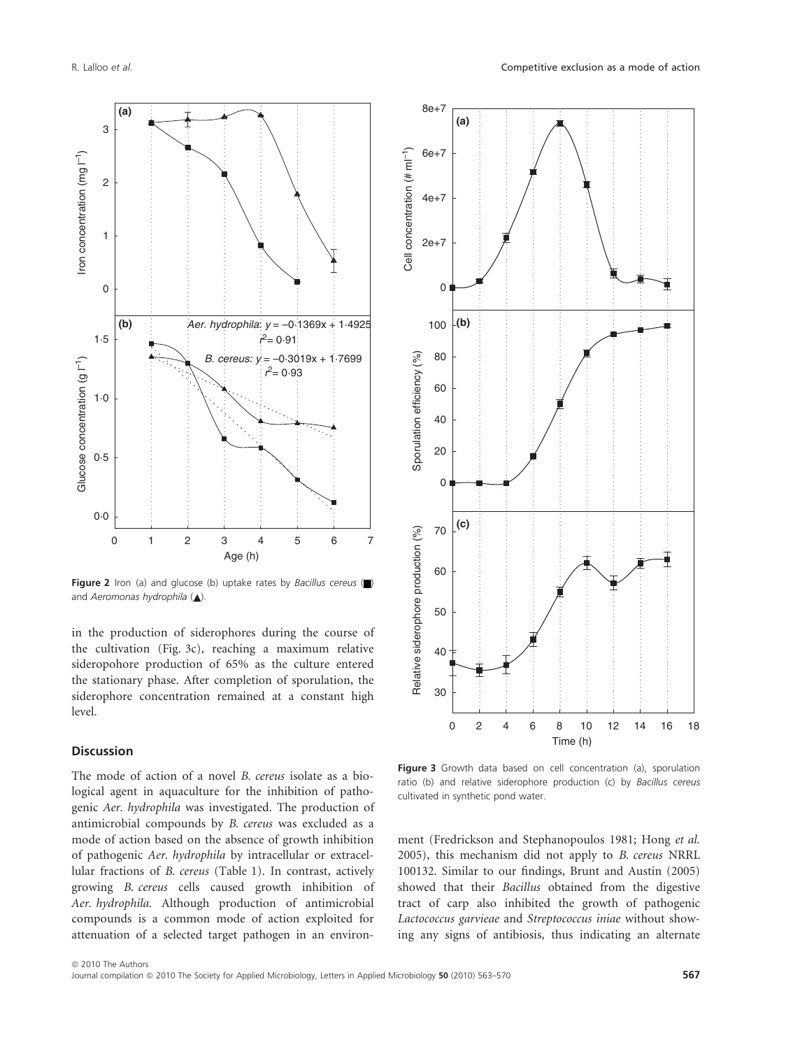**Figure 2** Iron (a) and glucose (b) uptake rates by *Bacillus cereus* (■) and *Aeromonas hydrophila* (▲).

in the production of siderophores during the course of the cultivation (Fig. 3c), reaching a maximum relative sideropohore production of 65% as the culture entered the stationary phase. After completion of sporulation, the siderophore concentration remained at a constant high level.

**Figure 3** Growth data based on cell concentration (a), sporulation ratio (b) and relative siderophore production (c) by *Bacillus cereus* cultivated in synthetic pond water.

## Discussion

The mode of action of a novel *B. cereus* isolate as a biological agent in aquaculture for the inhibition of pathogenic *Aer. hydrophila* was investigated. The production of antimicrobial compounds by *B. cereus* was excluded as a mode of action based on the absence of growth inhibition of pathogenic *Aer. hydrophila* by intracellular or extracellular fractions of *B. cereus* (Table 1). In contrast, actively growing *B. cereus* cells caused growth inhibition of *Aer. hydrophila*. Although production of antimicrobial compounds is a common mode of action exploited for attenuation of a selected target pathogen in an environment (Fredrickson and Stephanopoulos 1981; Hong *et al.* 2005), this mechanism did not apply to *B. cereus* NRRL 100132. Similar to our findings, Brunt and Austin (2005) showed that their *Bacillus* obtained from the digestive tract of carp also inhibited the growth of pathogenic *Lactococcus garvieae* and *Streptococcus iniae* without showing any signs of antibiosis, thus indicating an alternate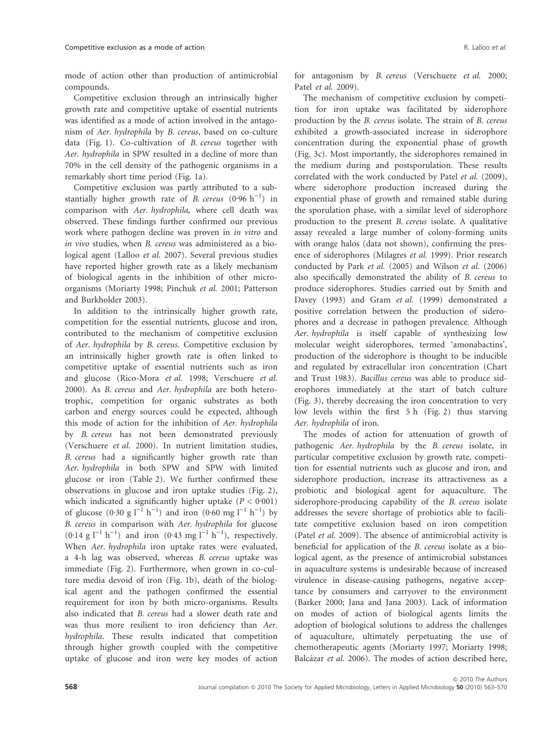mode of action other than production of antimicrobial compounds.

Competitive exclusion through an intrinsically higher growth rate and competitive uptake of essential nutrients was identified as a mode of action involved in the antagonism of *Aer. hydrophila* by *B. cereus*, based on co-culture data (Fig. 1). Co-cultivation of *B. cereus* together with *Aer. hydrophila* in SPW resulted in a decline of more than 70% in the cell density of the pathogenic organisms in a remarkably short time period (Fig. 1a).

Competitive exclusion was partly attributed to a substantially higher growth rate of *B. cereus* ($0{\cdot}96\ h^{-1}$) in comparison with *Aer. hydrophila,* where cell death was observed. These findings further confirmed our previous work where pathogen decline was proven in *in vitro* and *in vivo* studies, when *B. cereus* was administered as a biological agent (Lalloo *et al.* 2007). Several previous studies have reported higher growth rate as a likely mechanism of biological agents in the inhibition of other micro-organisms (Moriarty 1998; Pinchuk *et al.* 2001; Patterson and Burkholder 2003).

In addition to the intrinsically higher growth rate, competition for the essential nutrients, glucose and iron, contributed to the mechanism of competitive exclusion of *Aer. hydrophila* by *B. cereus*. Competitive exclusion by an intrinsically higher growth rate is often linked to competitive uptake of essential nutrients such as iron and glucose (Rico-Mora *et al.* 1998; Verschuere *et al.* 2000). As *B. cereus* and *Aer. hydrophila* are both heterotrophic, competition for organic substrates as both carbon and energy sources could be expected, although this mode of action for the inhibition of *Aer. hydrophila* by *B. cereus* has not been demonstrated previously (Verschuere *et al.* 2000). In nutrient limitation studies, *B. cereus* had a significantly higher growth rate than *Aer. hydrophila* in both SPW and SPW with limited glucose or iron (Table 2). We further confirmed these observations in glucose and iron uptake studies (Fig. 2), which indicated a significantly higher uptake ($P < 0{\cdot}001$) of glucose ($0{\cdot}30\ g\ l^{-1}\ h^{-1}$) and iron ($0{\cdot}60\ mg\ l^{-1}\ h^{-1}$) by *B. cereus* in comparison with *Aer. hydrophila* for glucose ($0{\cdot}14\ g\ l^{-1}\ h^{-1}$) and iron ($0{\cdot}43\ mg\ l^{-1}\ h^{-1}$), respectively. When *Aer. hydrophila* iron uptake rates were evaluated, a 4-h lag was observed, whereas *B. cereus* uptake was immediate (Fig. 2). Furthermore, when grown in co-culture media devoid of iron (Fig. 1b), death of the biological agent and the pathogen confirmed the essential requirement for iron by both micro-organisms. Results also indicated that *B. cereus* had a slower death rate and was thus more resilient to iron deficiency than *Aer. hydrophila*. These results indicated that competition through higher growth coupled with the competitive uptake of glucose and iron were key modes of action for antagonism by *B. cereus* (Verschuere *et al.* 2000; Patel *et al.* 2009).

The mechanism of competitive exclusion by competition for iron uptake was facilitated by siderophore production by the *B. cereus* isolate. The strain of *B. cereus* exhibited a growth-associated increase in siderophore concentration during the exponential phase of growth (Fig. 3c). Most importantly, the siderophores remained in the medium during and postsporulation. These results correlated with the work conducted by Patel *et al.* (2009), where siderophore production increased during the exponential phase of growth and remained stable during the sporulation phase, with a similar level of siderophore production to the present *B. cereus* isolate. A qualitative assay revealed a large number of colony-forming units with orange halos (data not shown), confirming the presence of siderophores (Milagres *et al.* 1999). Prior research conducted by Park *et al.* (2005) and Wilson *et al.* (2006) also specifically demonstrated the ability of *B. cereus* to produce siderophores. Studies carried out by Smith and Davey (1993) and Gram *et al.* (1999) demonstrated a positive correlation between the production of siderophores and a decrease in pathogen prevalence. Although *Aer. hydrophila* is itself capable of synthesizing low molecular weight siderophores, termed 'amonabactins', production of the siderophore is thought to be inducible and regulated by extracellular iron concentration (Chart and Trust 1983). *Bacillus cereus* was able to produce siderophores immediately at the start of batch culture (Fig. 3), thereby decreasing the iron concentration to very low levels within the first 5 h (Fig. 2) thus starving *Aer. hydrophila* of iron.

The modes of action for attenuation of growth of pathogenic *Aer. hydrophila* by the *B. cereus* isolate, in particular competitive exclusion by growth rate, competition for essential nutrients such as glucose and iron, and siderophore production, increase its attractiveness as a probiotic and biological agent for aquaculture. The siderophore-producing capability of the *B. cereus* isolate addresses the severe shortage of probiotics able to facilitate competitive exclusion based on iron competition (Patel *et al.* 2009). The absence of antimicrobial activity is beneficial for application of the *B. cereus* isolate as a biological agent, as the presence of antimicrobial substances in aquaculture systems is undesirable because of increased virulence in disease-causing pathogens, negative acceptance by consumers and carryover to the environment (Barker 2000; Jana and Jana 2003). Lack of information on modes of action of biological agents limits the adoption of biological solutions to address the challenges of aquaculture, ultimately perpetuating the use of chemotherapeutic agents (Moriarty 1997; Moriarty 1998; Balcázar *et al.* 2006). The modes of action described here,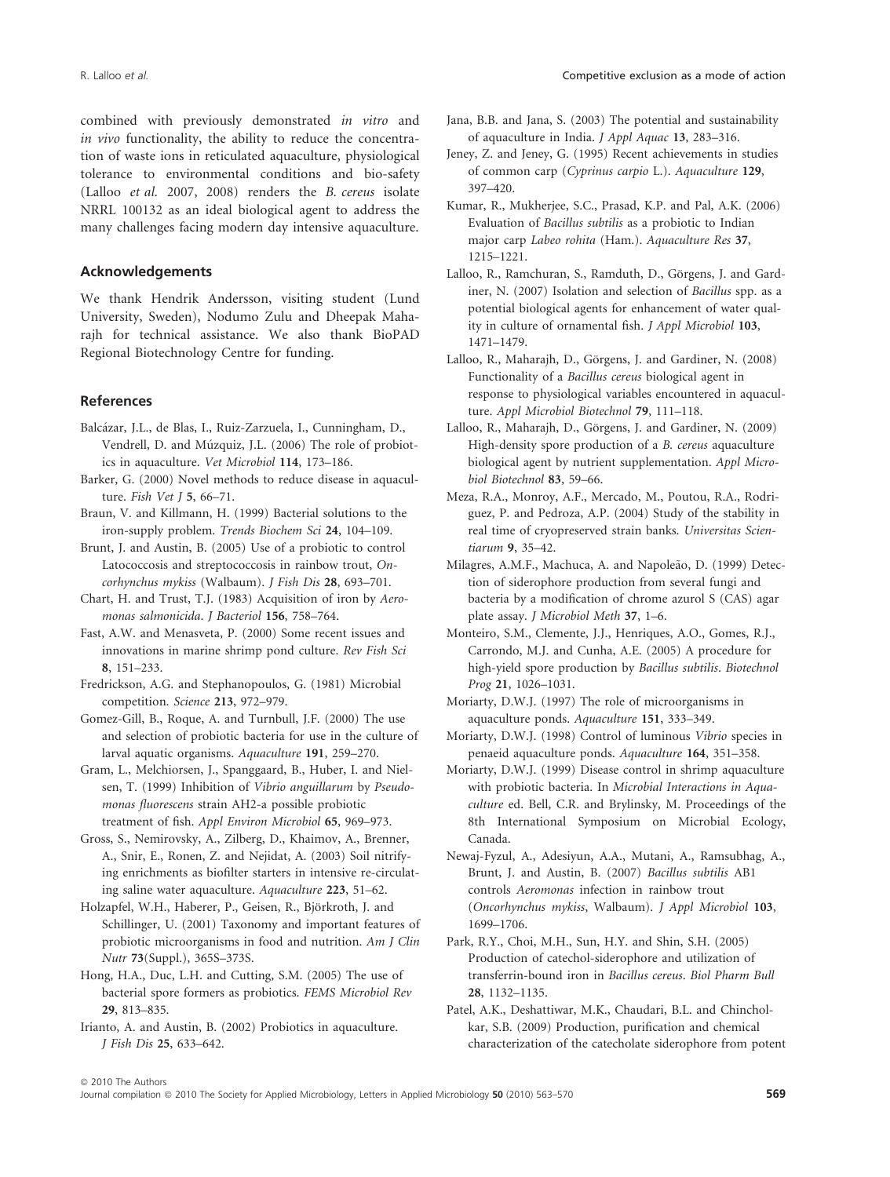combined with previously demonstrated *in vitro* and *in vivo* functionality, the ability to reduce the concentration of waste ions in reticulated aquaculture, physiological tolerance to environmental conditions and bio-safety (Lalloo *et al.* 2007, 2008) renders the *B. cereus* isolate NRRL 100132 as an ideal biological agent to address the many challenges facing modern day intensive aquaculture.

## Acknowledgements

We thank Hendrik Andersson, visiting student (Lund University, Sweden), Nodumo Zulu and Dheepak Maharajh for technical assistance. We also thank BioPAD Regional Biotechnology Centre for funding.

## References

Balcázar, J.L., de Blas, I., Ruiz-Zarzuela, I., Cunningham, D., Vendrell, D. and Múzquiz, J.L. (2006) The role of probiotics in aquaculture. *Vet Microbiol* **114**, 173–186.

Barker, G. (2000) Novel methods to reduce disease in aquaculture. *Fish Vet J* **5**, 66–71.

Braun, V. and Killmann, H. (1999) Bacterial solutions to the iron-supply problem. *Trends Biochem Sci* **24**, 104–109.

Brunt, J. and Austin, B. (2005) Use of a probiotic to control Latococcosis and streptococcosis in rainbow trout, *Oncorhynchus mykiss* (Walbaum). *J Fish Dis* **28**, 693–701.

Chart, H. and Trust, T.J. (1983) Acquisition of iron by *Aeromonas salmonicida*. *J Bacteriol* **156**, 758–764.

Fast, A.W. and Menasveta, P. (2000) Some recent issues and innovations in marine shrimp pond culture. *Rev Fish Sci* **8**, 151–233.

Fredrickson, A.G. and Stephanopoulos, G. (1981) Microbial competition. *Science* **213**, 972–979.

Gomez-Gill, B., Roque, A. and Turnbull, J.F. (2000) The use and selection of probiotic bacteria for use in the culture of larval aquatic organisms. *Aquaculture* **191**, 259–270.

Gram, L., Melchiorsen, J., Spanggaard, B., Huber, I. and Nielsen, T. (1999) Inhibition of *Vibrio anguillarum* by *Pseudomonas fluorescens* strain AH2-a possible probiotic treatment of fish. *Appl Environ Microbiol* **65**, 969–973.

Gross, S., Nemirovsky, A., Zilberg, D., Khaimov, A., Brenner, A., Snir, E., Ronen, Z. and Nejidat, A. (2003) Soil nitrifying enrichments as biofilter starters in intensive re-circulating saline water aquaculture. *Aquaculture* **223**, 51–62.

Holzapfel, W.H., Haberer, P., Geisen, R., Björkroth, J. and Schillinger, U. (2001) Taxonomy and important features of probiotic microorganisms in food and nutrition. *Am J Clin Nutr* **73**(Suppl.), 365S–373S.

Hong, H.A., Duc, L.H. and Cutting, S.M. (2005) The use of bacterial spore formers as probiotics. *FEMS Microbiol Rev* **29**, 813–835.

Irianto, A. and Austin, B. (2002) Probiotics in aquaculture. *J Fish Dis* **25**, 633–642.

Jana, B.B. and Jana, S. (2003) The potential and sustainability of aquaculture in India. *J Appl Aquac* **13**, 283–316.

Jeney, Z. and Jeney, G. (1995) Recent achievements in studies of common carp (*Cyprinus carpio* L.). *Aquaculture* **129**, 397–420.

Kumar, R., Mukherjee, S.C., Prasad, K.P. and Pal, A.K. (2006) Evaluation of *Bacillus subtilis* as a probiotic to Indian major carp *Labeo rohita* (Ham.). *Aquaculture Res* **37**, 1215–1221.

Lalloo, R., Ramchuran, S., Ramduth, D., Görgens, J. and Gardiner, N. (2007) Isolation and selection of *Bacillus* spp. as a potential biological agents for enhancement of water quality in culture of ornamental fish. *J Appl Microbiol* **103**, 1471–1479.

Lalloo, R., Maharajh, D., Görgens, J. and Gardiner, N. (2008) Functionality of a *Bacillus cereus* biological agent in response to physiological variables encountered in aquaculture. *Appl Microbiol Biotechnol* **79**, 111–118.

Lalloo, R., Maharajh, D., Görgens, J. and Gardiner, N. (2009) High-density spore production of a *B. cereus* aquaculture biological agent by nutrient supplementation. *Appl Microbiol Biotechnol* **83**, 59–66.

Meza, R.A., Monroy, A.F., Mercado, M., Poutou, R.A., Rodriguez, P. and Pedroza, A.P. (2004) Study of the stability in real time of cryopreserved strain banks. *Universitas Scientiarum* **9**, 35–42.

Milagres, A.M.F., Machuca, A. and Napoleão, D. (1999) Detection of siderophore production from several fungi and bacteria by a modification of chrome azurol S (CAS) agar plate assay. *J Microbiol Meth* **37**, 1–6.

Monteiro, S.M., Clemente, J.J., Henriques, A.O., Gomes, R.J., Carrondo, M.J. and Cunha, A.E. (2005) A procedure for high-yield spore production by *Bacillus subtilis*. *Biotechnol Prog* **21**, 1026–1031.

Moriarty, D.W.J. (1997) The role of microorganisms in aquaculture ponds. *Aquaculture* **151**, 333–349.

Moriarty, D.W.J. (1998) Control of luminous *Vibrio* species in penaeid aquaculture ponds. *Aquaculture* **164**, 351–358.

Moriarty, D.W.J. (1999) Disease control in shrimp aquaculture with probiotic bacteria. In *Microbial Interactions in Aquaculture* ed. Bell, C.R. and Brylinsky, M. Proceedings of the 8th International Symposium on Microbial Ecology, Canada.

Newaj-Fyzul, A., Adesiyun, A.A., Mutani, A., Ramsubhag, A., Brunt, J. and Austin, B. (2007) *Bacillus subtilis* AB1 controls *Aeromonas* infection in rainbow trout (*Oncorhynchus mykiss*, Walbaum). *J Appl Microbiol* **103**, 1699–1706.

Park, R.Y., Choi, M.H., Sun, H.Y. and Shin, S.H. (2005) Production of catechol-siderophore and utilization of transferrin-bound iron in *Bacillus cereus*. *Biol Pharm Bull* **28**, 1132–1135.

Patel, A.K., Deshattiwar, M.K., Chaudari, B.L. and Chincholkar, S.B. (2009) Production, purification and chemical characterization of the catecholate siderophore from potent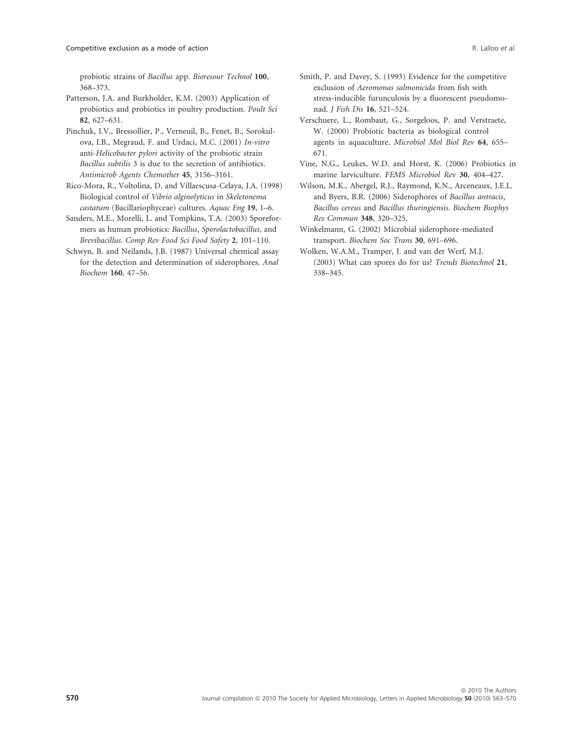probiotic strains of *Bacillus* app. *Bioresour Technol* **100**, 368–373.

Patterson, J.A. and Burkholder, K.M. (2003) Application of probiotics and probiotics in poultry production. *Poult Sci* **82**, 627–631.

Pinchuk, I.V., Bressollier, P., Verneuil, B., Fenet, B., Sorokulova, I.B., Megraud, F. and Urdaci, M.C. (2001) *In-vitro* anti-*Helicobacter pylori* activity of the probiotic strain *Bacillus subtilis* 3 is due to the secretion of antibiotics. *Antimicrob Agents Chemother* **45**, 3156–3161.

Rico-Mora, R., Voltolina, D. and Villaescusa-Celaya, J.A. (1998) Biological control of *Vibrio alginolyticus* in *Skeletonema castatum* (Bacillariophyceae) cultures. *Aquac Eng* **19**, 1–6.

Sanders, M.E., Morelli, L. and Tompkins, T.A. (2003) Sporeformers as human probiotics: *Bacillus*, *Sporolactobacillus*, and *Brevibacillus*. *Comp Rev Food Sci Food Safety* **2**, 101–110.

Schwyn, B. and Neilands, J.B. (1987) Universal chemical assay for the detection and determination of siderophores. *Anal Biochem* **160**, 47–56.

Smith, P. and Davey, S. (1993) Evidence for the competitive exclusion of *Aeromonas salmonicida* from fish with stress-inducible furunculosis by a fluorescent pseudomonad. *J Fish Dis* **16**, 521–524.

Verschuere, L., Rombaut, G., Sorgeloos, P. and Verstraete, W. (2000) Probiotic bacteria as biological control agents in aquaculture. *Microbiol Mol Biol Rev* **64**, 655–671.

Vine, N.G., Leukes, W.D. and Horst, K. (2006) Probiotics in marine larviculture. *FEMS Microbiol Rev* **30**, 404–427.

Wilson, M.K., Abergel, R.J., Raymond, K.N., Arceneaux, J.E.L. and Byers, B.R. (2006) Siderophores of *Bacillus antracis*, *Bacillus cereus* and *Bacillus thuringiensis*. *Biochem Biophys Res Commun* **348**, 320–325.

Winkelmann, G. (2002) Microbial siderophore-mediated transport. *Biochem Soc Trans* **30**, 691–696.

Wolken, W.A.M., Tramper, J. and van der Werf, M.J. (2003) What can spores do for us? *Trends Biotechnol* **21**, 338–345.